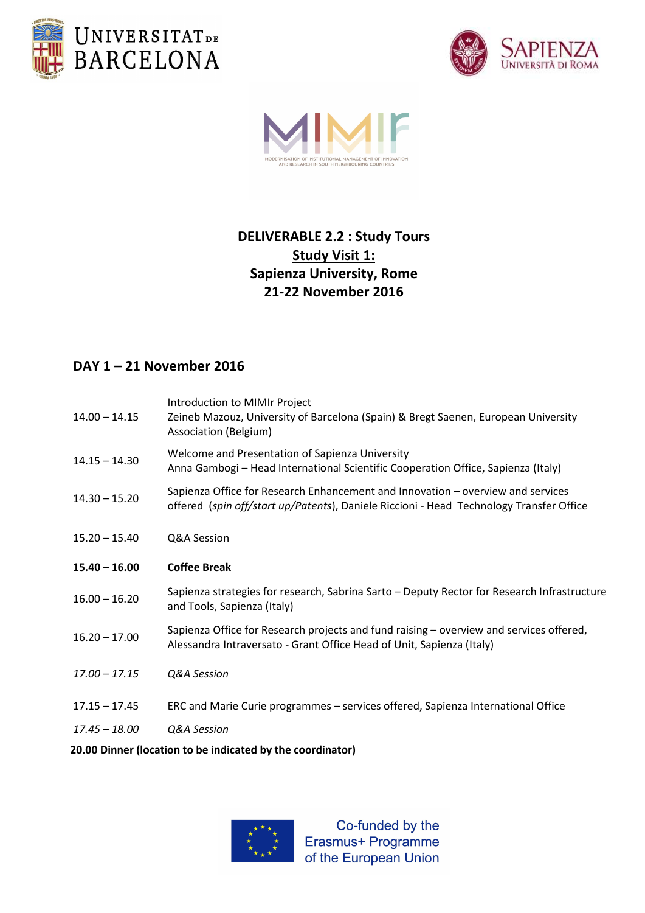UNIVERSITAT DE BARCELONA

SAPIENZA UNIVERSITÀ DI ROMA

MIMIr

MODERNISATION OF INSTITUTIONAL MANAGEMENT OF INNOVATION AND RESEARCH IN SOUTH NEIGHBOURING COUNTRIES

# DELIVERABLE 2.2 : Study Tours

## Study Visit 1:

## Sapienza University, Rome

## 21-22 November 2016

## DAY 1 – 21 November 2016

| | |
|---|---|
| 14.00 – 14.15 | Introduction to MIMIr Project<br>Zeineb Mazouz, University of Barcelona (Spain) & Bregt Saenen, European University Association (Belgium) |
| 14.15 – 14.30 | Welcome and Presentation of Sapienza University<br>Anna Gambogi – Head International Scientific Cooperation Office, Sapienza (Italy) |
| 14.30 – 15.20 | Sapienza Office for Research Enhancement and Innovation – overview and services offered (*spin off/start up/Patents*), Daniele Riccioni - Head Technology Transfer Office |
| 15.20 – 15.40 | Q&A Session |
| **15.40 – 16.00** | **Coffee Break** |
| 16.00 – 16.20 | Sapienza strategies for research, Sabrina Sarto – Deputy Rector for Research Infrastructure and Tools, Sapienza (Italy) |
| 16.20 – 17.00 | Sapienza Office for Research projects and fund raising – overview and services offered, Alessandra Intraversato - Grant Office Head of Unit, Sapienza (Italy) |
| *17.00 – 17.15* | *Q&A Session* |
| 17.15 – 17.45 | ERC and Marie Curie programmes – services offered, Sapienza International Office |
| *17.45 – 18.00* | *Q&A Session* |

**20.00 Dinner (location to be indicated by the coordinator)**

Co-funded by the Erasmus+ Programme of the European Union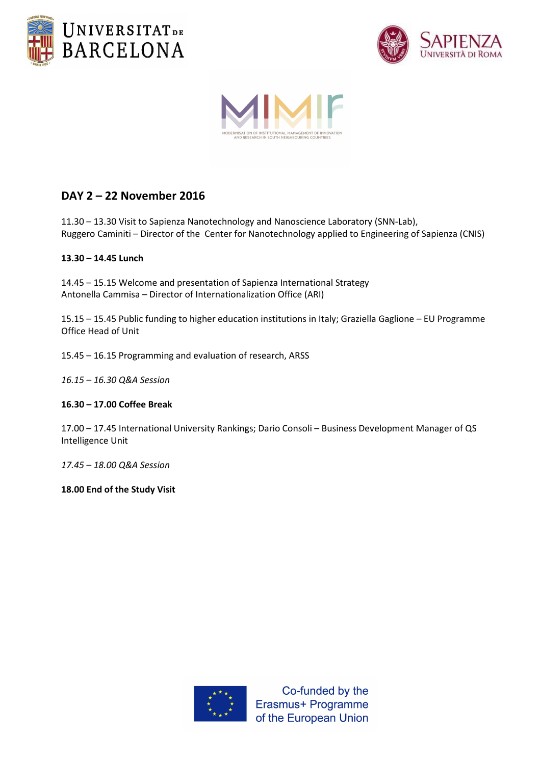## DAY 2 – 22 November 2016

11.30 – 13.30 Visit to Sapienza Nanotechnology and Nanoscience Laboratory (SNN-Lab), Ruggero Caminiti – Director of the Center for Nanotechnology applied to Engineering of Sapienza (CNIS)

**13.30 – 14.45 Lunch**

14.45 – 15.15 Welcome and presentation of Sapienza International Strategy
Antonella Cammisa – Director of Internationalization Office (ARI)

15.15 – 15.45 Public funding to higher education institutions in Italy; Graziella Gaglione – EU Programme Office Head of Unit

15.45 – 16.15 Programming and evaluation of research, ARSS

*16.15 – 16.30 Q&A Session*

**16.30 – 17.00 Coffee Break**

17.00 – 17.45 International University Rankings; Dario Consoli – Business Development Manager of QS Intelligence Unit

*17.45 – 18.00 Q&A Session*

**18.00 End of the Study Visit**

Co-funded by the Erasmus+ Programme of the European Union